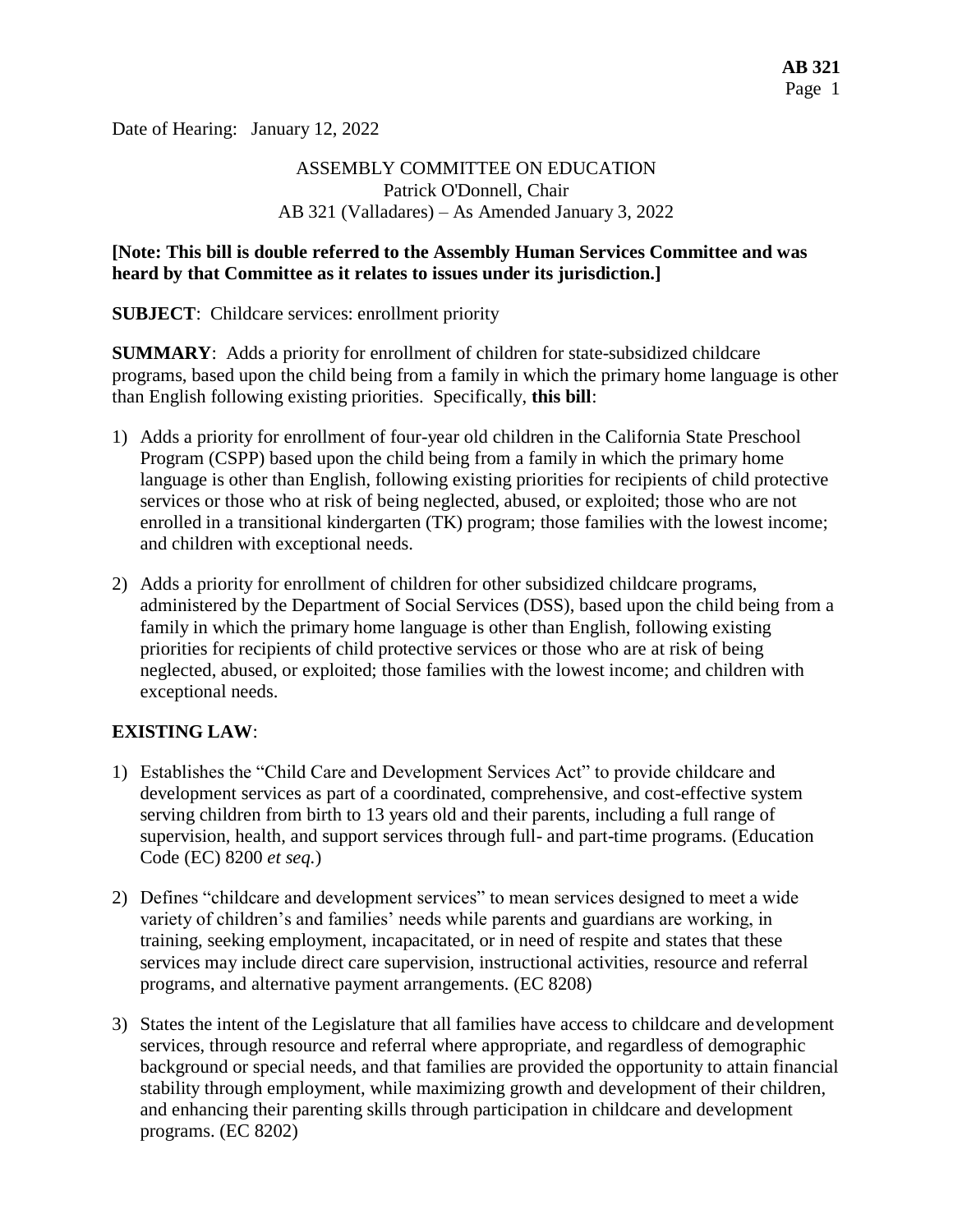Date of Hearing: January 12, 2022

ASSEMBLY COMMITTEE ON EDUCATION
Patrick O'Donnell, Chair
AB 321 (Valladares) – As Amended January 3, 2022

**[Note: This bill is double referred to the Assembly Human Services Committee and was heard by that Committee as it relates to issues under its jurisdiction.]**

**SUBJECT**: Childcare services: enrollment priority

**SUMMARY**: Adds a priority for enrollment of children for state-subsidized childcare programs, based upon the child being from a family in which the primary home language is other than English following existing priorities. Specifically, **this bill**:

1) Adds a priority for enrollment of four-year old children in the California State Preschool Program (CSPP) based upon the child being from a family in which the primary home language is other than English, following existing priorities for recipients of child protective services or those who at risk of being neglected, abused, or exploited; those who are not enrolled in a transitional kindergarten (TK) program; those families with the lowest income; and children with exceptional needs.

2) Adds a priority for enrollment of children for other subsidized childcare programs, administered by the Department of Social Services (DSS), based upon the child being from a family in which the primary home language is other than English, following existing priorities for recipients of child protective services or those who are at risk of being neglected, abused, or exploited; those families with the lowest income; and children with exceptional needs.

**EXISTING LAW**:

1) Establishes the "Child Care and Development Services Act" to provide childcare and development services as part of a coordinated, comprehensive, and cost-effective system serving children from birth to 13 years old and their parents, including a full range of supervision, health, and support services through full- and part-time programs. (Education Code (EC) 8200 *et seq.*)

2) Defines "childcare and development services" to mean services designed to meet a wide variety of children's and families' needs while parents and guardians are working, in training, seeking employment, incapacitated, or in need of respite and states that these services may include direct care supervision, instructional activities, resource and referral programs, and alternative payment arrangements. (EC 8208)

3) States the intent of the Legislature that all families have access to childcare and development services, through resource and referral where appropriate, and regardless of demographic background or special needs, and that families are provided the opportunity to attain financial stability through employment, while maximizing growth and development of their children, and enhancing their parenting skills through participation in childcare and development programs. (EC 8202)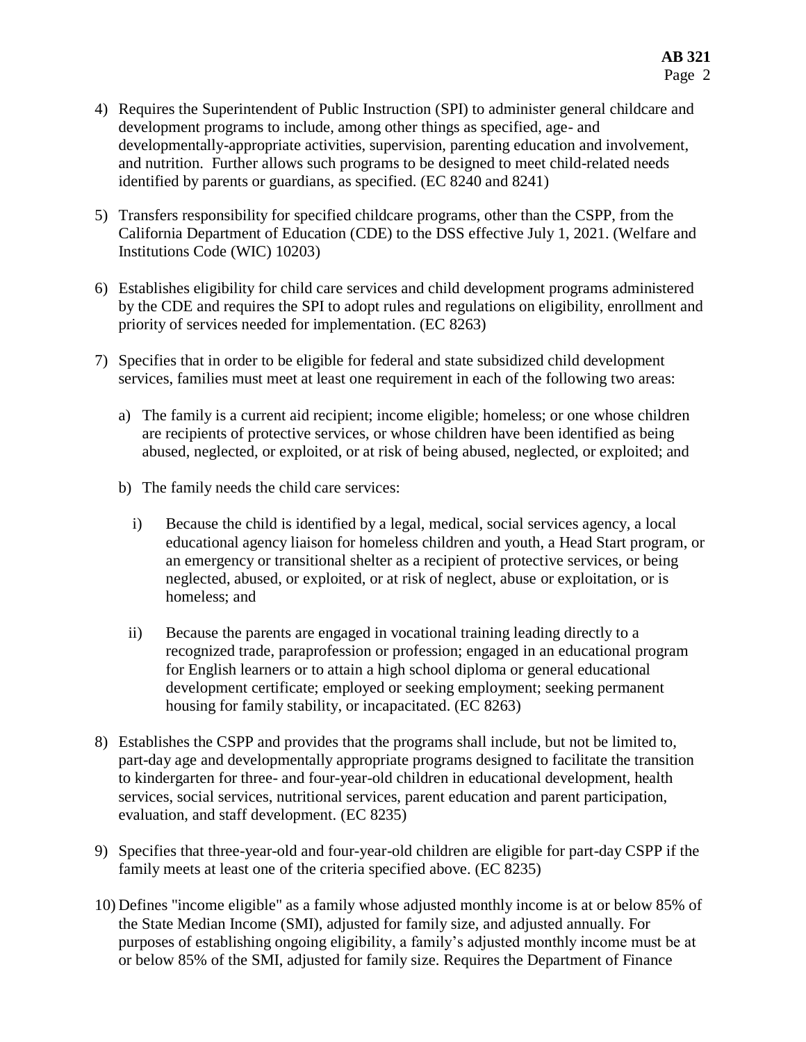4) Requires the Superintendent of Public Instruction (SPI) to administer general childcare and development programs to include, among other things as specified, age- and developmentally-appropriate activities, supervision, parenting education and involvement, and nutrition. Further allows such programs to be designed to meet child-related needs identified by parents or guardians, as specified. (EC 8240 and 8241)

5) Transfers responsibility for specified childcare programs, other than the CSPP, from the California Department of Education (CDE) to the DSS effective July 1, 2021. (Welfare and Institutions Code (WIC) 10203)

6) Establishes eligibility for child care services and child development programs administered by the CDE and requires the SPI to adopt rules and regulations on eligibility, enrollment and priority of services needed for implementation. (EC 8263)

7) Specifies that in order to be eligible for federal and state subsidized child development services, families must meet at least one requirement in each of the following two areas:

   a) The family is a current aid recipient; income eligible; homeless; or one whose children are recipients of protective services, or whose children have been identified as being abused, neglected, or exploited, or at risk of being abused, neglected, or exploited; and

   b) The family needs the child care services:

      i) Because the child is identified by a legal, medical, social services agency, a local educational agency liaison for homeless children and youth, a Head Start program, or an emergency or transitional shelter as a recipient of protective services, or being neglected, abused, or exploited, or at risk of neglect, abuse or exploitation, or is homeless; and

      ii) Because the parents are engaged in vocational training leading directly to a recognized trade, paraprofession or profession; engaged in an educational program for English learners or to attain a high school diploma or general educational development certificate; employed or seeking employment; seeking permanent housing for family stability, or incapacitated. (EC 8263)

8) Establishes the CSPP and provides that the programs shall include, but not be limited to, part-day age and developmentally appropriate programs designed to facilitate the transition to kindergarten for three- and four-year-old children in educational development, health services, social services, nutritional services, parent education and parent participation, evaluation, and staff development. (EC 8235)

9) Specifies that three-year-old and four-year-old children are eligible for part-day CSPP if the family meets at least one of the criteria specified above. (EC 8235)

10) Defines "income eligible" as a family whose adjusted monthly income is at or below 85% of the State Median Income (SMI), adjusted for family size, and adjusted annually. For purposes of establishing ongoing eligibility, a family's adjusted monthly income must be at or below 85% of the SMI, adjusted for family size. Requires the Department of Finance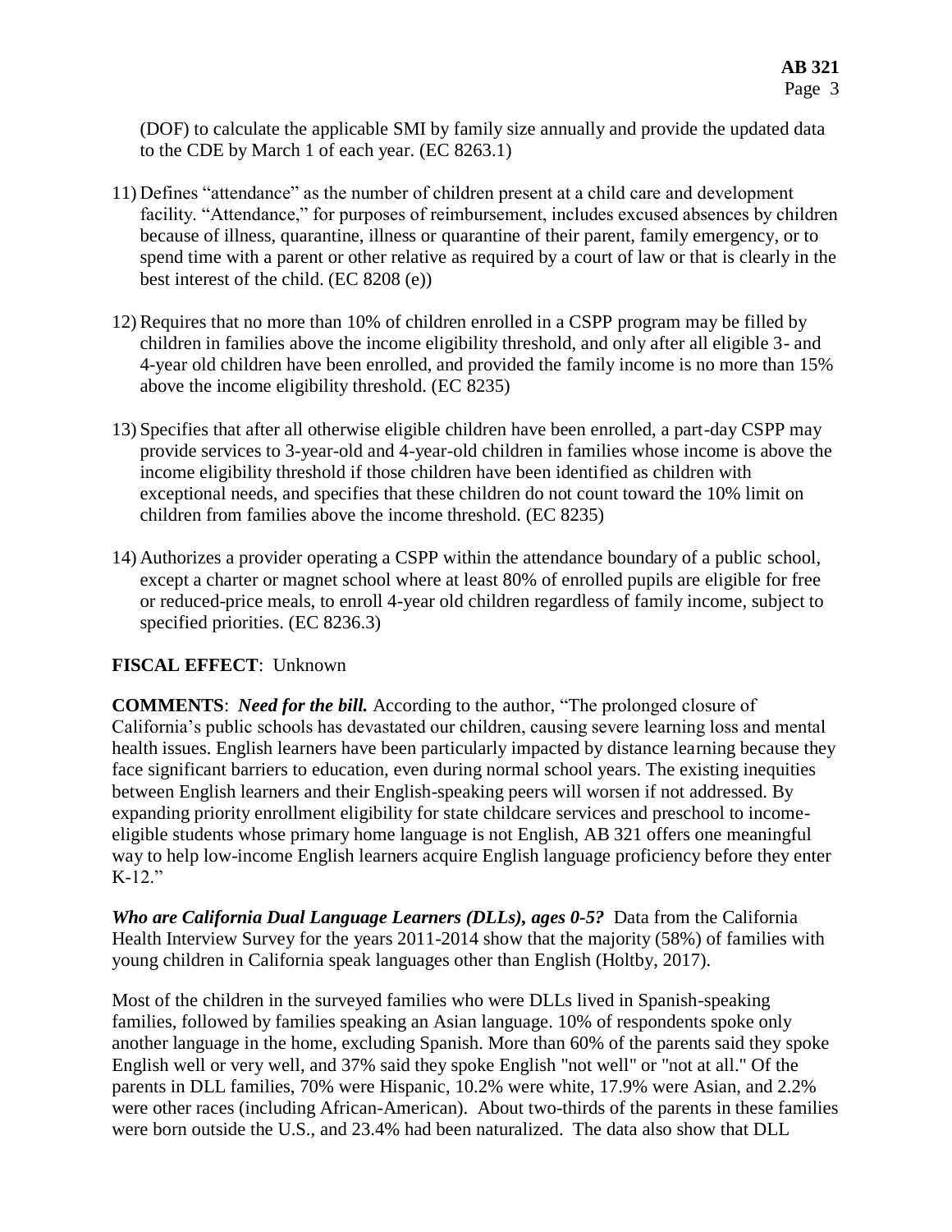(DOF) to calculate the applicable SMI by family size annually and provide the updated data to the CDE by March 1 of each year. (EC 8263.1)

11) Defines "attendance" as the number of children present at a child care and development facility. "Attendance," for purposes of reimbursement, includes excused absences by children because of illness, quarantine, illness or quarantine of their parent, family emergency, or to spend time with a parent or other relative as required by a court of law or that is clearly in the best interest of the child. (EC 8208 (e))

12) Requires that no more than 10% of children enrolled in a CSPP program may be filled by children in families above the income eligibility threshold, and only after all eligible 3- and 4-year old children have been enrolled, and provided the family income is no more than 15% above the income eligibility threshold. (EC 8235)

13) Specifies that after all otherwise eligible children have been enrolled, a part-day CSPP may provide services to 3-year-old and 4-year-old children in families whose income is above the income eligibility threshold if those children have been identified as children with exceptional needs, and specifies that these children do not count toward the 10% limit on children from families above the income threshold. (EC 8235)

14) Authorizes a provider operating a CSPP within the attendance boundary of a public school, except a charter or magnet school where at least 80% of enrolled pupils are eligible for free or reduced-price meals, to enroll 4-year old children regardless of family income, subject to specified priorities. (EC 8236.3)

**FISCAL EFFECT**: Unknown

**COMMENTS**: ***Need for the bill.*** According to the author, "The prolonged closure of California's public schools has devastated our children, causing severe learning loss and mental health issues. English learners have been particularly impacted by distance learning because they face significant barriers to education, even during normal school years. The existing inequities between English learners and their English-speaking peers will worsen if not addressed. By expanding priority enrollment eligibility for state childcare services and preschool to income-eligible students whose primary home language is not English, AB 321 offers one meaningful way to help low-income English learners acquire English language proficiency before they enter K-12."

***Who are California Dual Language Learners (DLLs), ages 0-5?*** Data from the California Health Interview Survey for the years 2011-2014 show that the majority (58%) of families with young children in California speak languages other than English (Holtby, 2017).

Most of the children in the surveyed families who were DLLs lived in Spanish-speaking families, followed by families speaking an Asian language. 10% of respondents spoke only another language in the home, excluding Spanish. More than 60% of the parents said they spoke English well or very well, and 37% said they spoke English "not well" or "not at all." Of the parents in DLL families, 70% were Hispanic, 10.2% were white, 17.9% were Asian, and 2.2% were other races (including African-American). About two-thirds of the parents in these families were born outside the U.S., and 23.4% had been naturalized. The data also show that DLL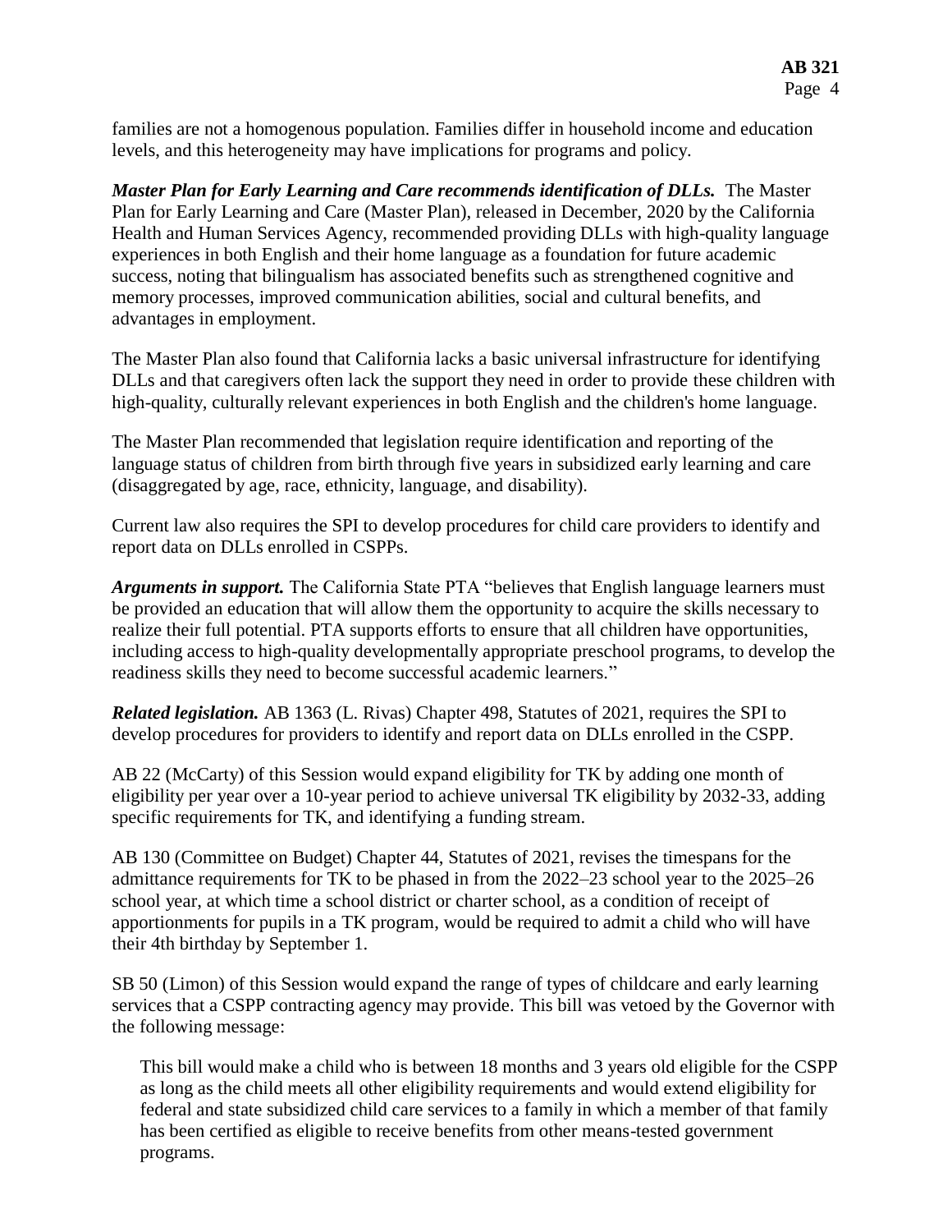families are not a homogenous population. Families differ in household income and education levels, and this heterogeneity may have implications for programs and policy.

***Master Plan for Early Learning and Care recommends identification of DLLs.*** The Master Plan for Early Learning and Care (Master Plan), released in December, 2020 by the California Health and Human Services Agency, recommended providing DLLs with high-quality language experiences in both English and their home language as a foundation for future academic success, noting that bilingualism has associated benefits such as strengthened cognitive and memory processes, improved communication abilities, social and cultural benefits, and advantages in employment.

The Master Plan also found that California lacks a basic universal infrastructure for identifying DLLs and that caregivers often lack the support they need in order to provide these children with high-quality, culturally relevant experiences in both English and the children's home language.

The Master Plan recommended that legislation require identification and reporting of the language status of children from birth through five years in subsidized early learning and care (disaggregated by age, race, ethnicity, language, and disability).

Current law also requires the SPI to develop procedures for child care providers to identify and report data on DLLs enrolled in CSPPs.

***Arguments in support.*** The California State PTA "believes that English language learners must be provided an education that will allow them the opportunity to acquire the skills necessary to realize their full potential. PTA supports efforts to ensure that all children have opportunities, including access to high-quality developmentally appropriate preschool programs, to develop the readiness skills they need to become successful academic learners."

***Related legislation.*** AB 1363 (L. Rivas) Chapter 498, Statutes of 2021, requires the SPI to develop procedures for providers to identify and report data on DLLs enrolled in the CSPP.

AB 22 (McCarty) of this Session would expand eligibility for TK by adding one month of eligibility per year over a 10-year period to achieve universal TK eligibility by 2032-33, adding specific requirements for TK, and identifying a funding stream.

AB 130 (Committee on Budget) Chapter 44, Statutes of 2021, revises the timespans for the admittance requirements for TK to be phased in from the 2022–23 school year to the 2025–26 school year, at which time a school district or charter school, as a condition of receipt of apportionments for pupils in a TK program, would be required to admit a child who will have their 4th birthday by September 1.

SB 50 (Limon) of this Session would expand the range of types of childcare and early learning services that a CSPP contracting agency may provide. This bill was vetoed by the Governor with the following message:

> This bill would make a child who is between 18 months and 3 years old eligible for the CSPP as long as the child meets all other eligibility requirements and would extend eligibility for federal and state subsidized child care services to a family in which a member of that family has been certified as eligible to receive benefits from other means-tested government programs.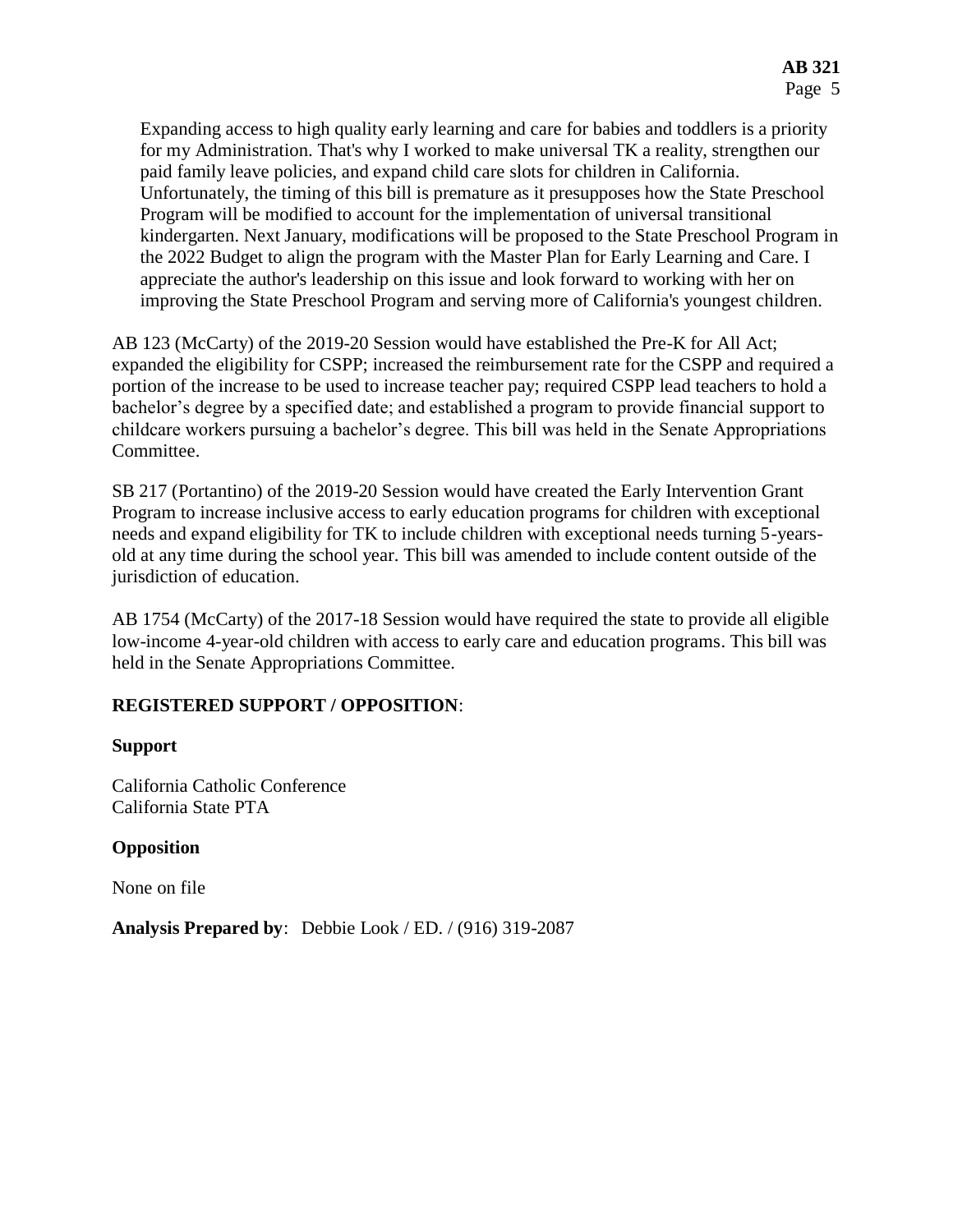> Expanding access to high quality early learning and care for babies and toddlers is a priority for my Administration. That's why I worked to make universal TK a reality, strengthen our paid family leave policies, and expand child care slots for children in California. Unfortunately, the timing of this bill is premature as it presupposes how the State Preschool Program will be modified to account for the implementation of universal transitional kindergarten. Next January, modifications will be proposed to the State Preschool Program in the 2022 Budget to align the program with the Master Plan for Early Learning and Care. I appreciate the author's leadership on this issue and look forward to working with her on improving the State Preschool Program and serving more of California's youngest children.

AB 123 (McCarty) of the 2019-20 Session would have established the Pre-K for All Act; expanded the eligibility for CSPP; increased the reimbursement rate for the CSPP and required a portion of the increase to be used to increase teacher pay; required CSPP lead teachers to hold a bachelor's degree by a specified date; and established a program to provide financial support to childcare workers pursuing a bachelor's degree. This bill was held in the Senate Appropriations Committee.

SB 217 (Portantino) of the 2019-20 Session would have created the Early Intervention Grant Program to increase inclusive access to early education programs for children with exceptional needs and expand eligibility for TK to include children with exceptional needs turning 5-years-old at any time during the school year. This bill was amended to include content outside of the jurisdiction of education.

AB 1754 (McCarty) of the 2017-18 Session would have required the state to provide all eligible low-income 4-year-old children with access to early care and education programs. This bill was held in the Senate Appropriations Committee.

## REGISTERED SUPPORT / OPPOSITION:

**Support**

California Catholic Conference
California State PTA

**Opposition**

None on file

**Analysis Prepared by**: Debbie Look / ED. / (916) 319-2087